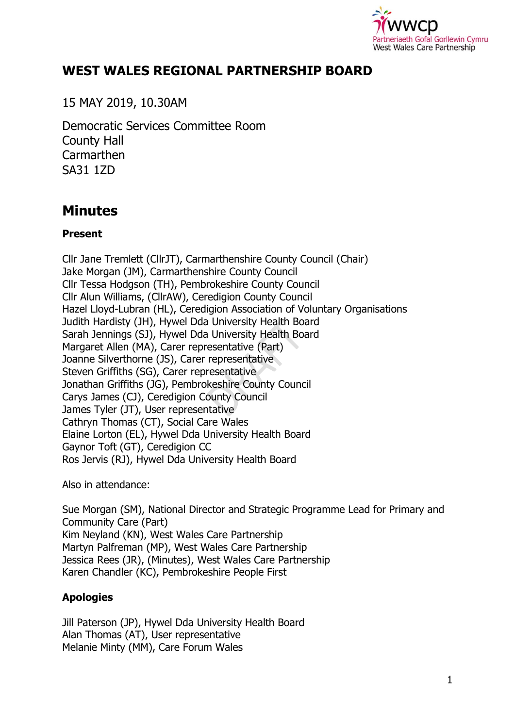# WEST WALES REGIONAL PARTNERSHIP BOARD

15 MAY 2019, 10.30AM

Democratic Services Committee Room
County Hall
Carmarthen
SA31 1ZD

## Minutes

**Present**

Cllr Jane Tremlett (CllrJT), Carmarthenshire County Council (Chair)
Jake Morgan (JM), Carmarthenshire County Council
Cllr Tessa Hodgson (TH), Pembrokeshire County Council
Cllr Alun Williams, (CllrAW), Ceredigion County Council
Hazel Lloyd-Lubran (HL), Ceredigion Association of Voluntary Organisations
Judith Hardisty (JH), Hywel Dda University Health Board
Sarah Jennings (SJ), Hywel Dda University Health Board
Margaret Allen (MA), Carer representative (Part)
Joanne Silverthorne (JS), Carer representative
Steven Griffiths (SG), Carer representative
Jonathan Griffiths (JG), Pembrokeshire County Council
Carys James (CJ), Ceredigion County Council
James Tyler (JT), User representative
Cathryn Thomas (CT), Social Care Wales
Elaine Lorton (EL), Hywel Dda University Health Board
Gaynor Toft (GT), Ceredigion CC
Ros Jervis (RJ), Hywel Dda University Health Board

Also in attendance:

Sue Morgan (SM), National Director and Strategic Programme Lead for Primary and Community Care (Part)
Kim Neyland (KN), West Wales Care Partnership
Martyn Palfreman (MP), West Wales Care Partnership
Jessica Rees (JR), (Minutes), West Wales Care Partnership
Karen Chandler (KC), Pembrokeshire People First

**Apologies**

Jill Paterson (JP), Hywel Dda University Health Board
Alan Thomas (AT), User representative
Melanie Minty (MM), Care Forum Wales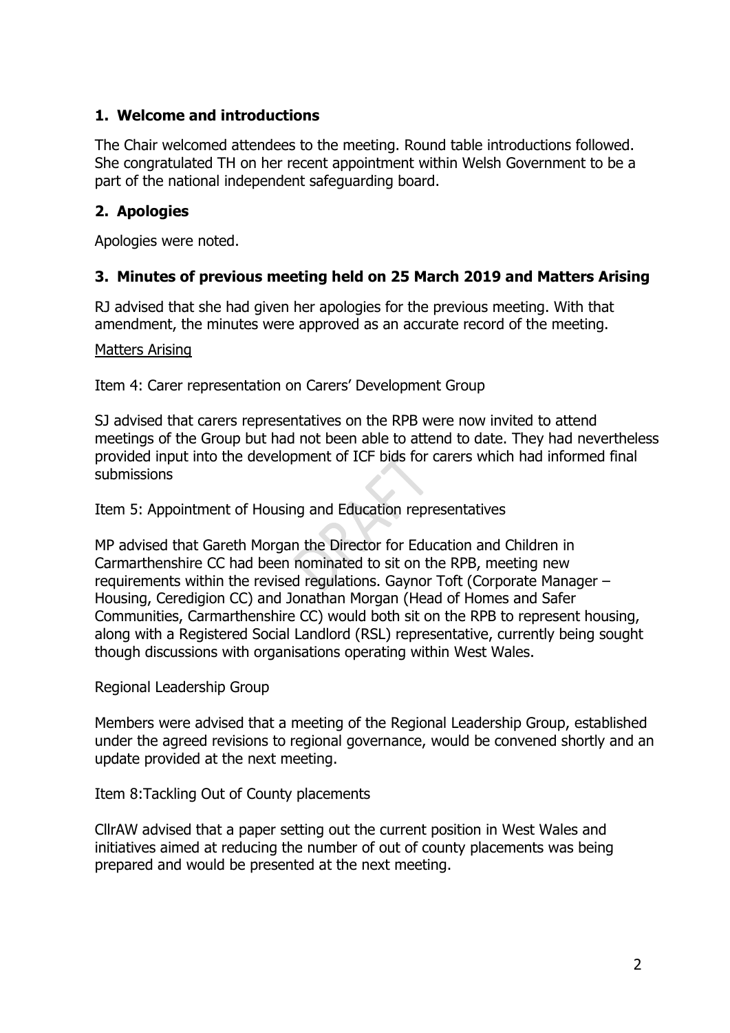## 1. Welcome and introductions

The Chair welcomed attendees to the meeting. Round table introductions followed. She congratulated TH on her recent appointment within Welsh Government to be a part of the national independent safeguarding board.

## 2. Apologies

Apologies were noted.

## 3. Minutes of previous meeting held on 25 March 2019 and Matters Arising

RJ advised that she had given her apologies for the previous meeting. With that amendment, the minutes were approved as an accurate record of the meeting.

Matters Arising

Item 4: Carer representation on Carers' Development Group

SJ advised that carers representatives on the RPB were now invited to attend meetings of the Group but had not been able to attend to date. They had nevertheless provided input into the development of ICF bids for carers which had informed final submissions

Item 5: Appointment of Housing and Education representatives

MP advised that Gareth Morgan the Director for Education and Children in Carmarthenshire CC had been nominated to sit on the RPB, meeting new requirements within the revised regulations. Gaynor Toft (Corporate Manager – Housing, Ceredigion CC) and Jonathan Morgan (Head of Homes and Safer Communities, Carmarthenshire CC) would both sit on the RPB to represent housing, along with a Registered Social Landlord (RSL) representative, currently being sought though discussions with organisations operating within West Wales.

Regional Leadership Group

Members were advised that a meeting of the Regional Leadership Group, established under the agreed revisions to regional governance, would be convened shortly and an update provided at the next meeting.

Item 8:Tackling Out of County placements

CllrAW advised that a paper setting out the current position in West Wales and initiatives aimed at reducing the number of out of county placements was being prepared and would be presented at the next meeting.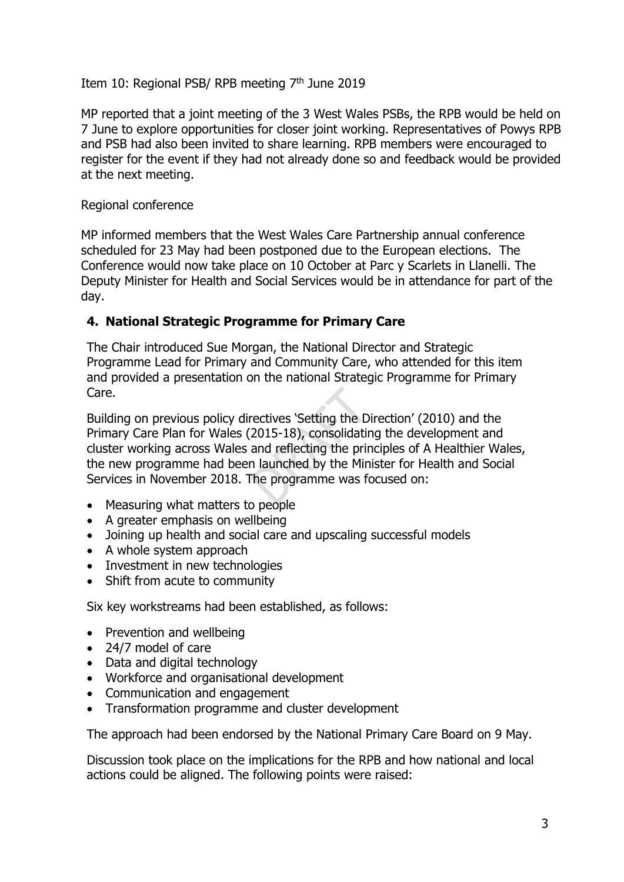Item 10: Regional PSB/ RPB meeting 7th June 2019

MP reported that a joint meeting of the 3 West Wales PSBs, the RPB would be held on 7 June to explore opportunities for closer joint working. Representatives of Powys RPB and PSB had also been invited to share learning. RPB members were encouraged to register for the event if they had not already done so and feedback would be provided at the next meeting.

Regional conference

MP informed members that the West Wales Care Partnership annual conference scheduled for 23 May had been postponed due to the European elections. The Conference would now take place on 10 October at Parc y Scarlets in Llanelli. The Deputy Minister for Health and Social Services would be in attendance for part of the day.

## 4. National Strategic Programme for Primary Care

The Chair introduced Sue Morgan, the National Director and Strategic Programme Lead for Primary and Community Care, who attended for this item and provided a presentation on the national Strategic Programme for Primary Care.

Building on previous policy directives 'Setting the Direction' (2010) and the Primary Care Plan for Wales (2015-18), consolidating the development and cluster working across Wales and reflecting the principles of A Healthier Wales, the new programme had been launched by the Minister for Health and Social Services in November 2018. The programme was focused on:

- Measuring what matters to people
- A greater emphasis on wellbeing
- Joining up health and social care and upscaling successful models
- A whole system approach
- Investment in new technologies
- Shift from acute to community

Six key workstreams had been established, as follows:

- Prevention and wellbeing
- 24/7 model of care
- Data and digital technology
- Workforce and organisational development
- Communication and engagement
- Transformation programme and cluster development

The approach had been endorsed by the National Primary Care Board on 9 May.

Discussion took place on the implications for the RPB and how national and local actions could be aligned. The following points were raised: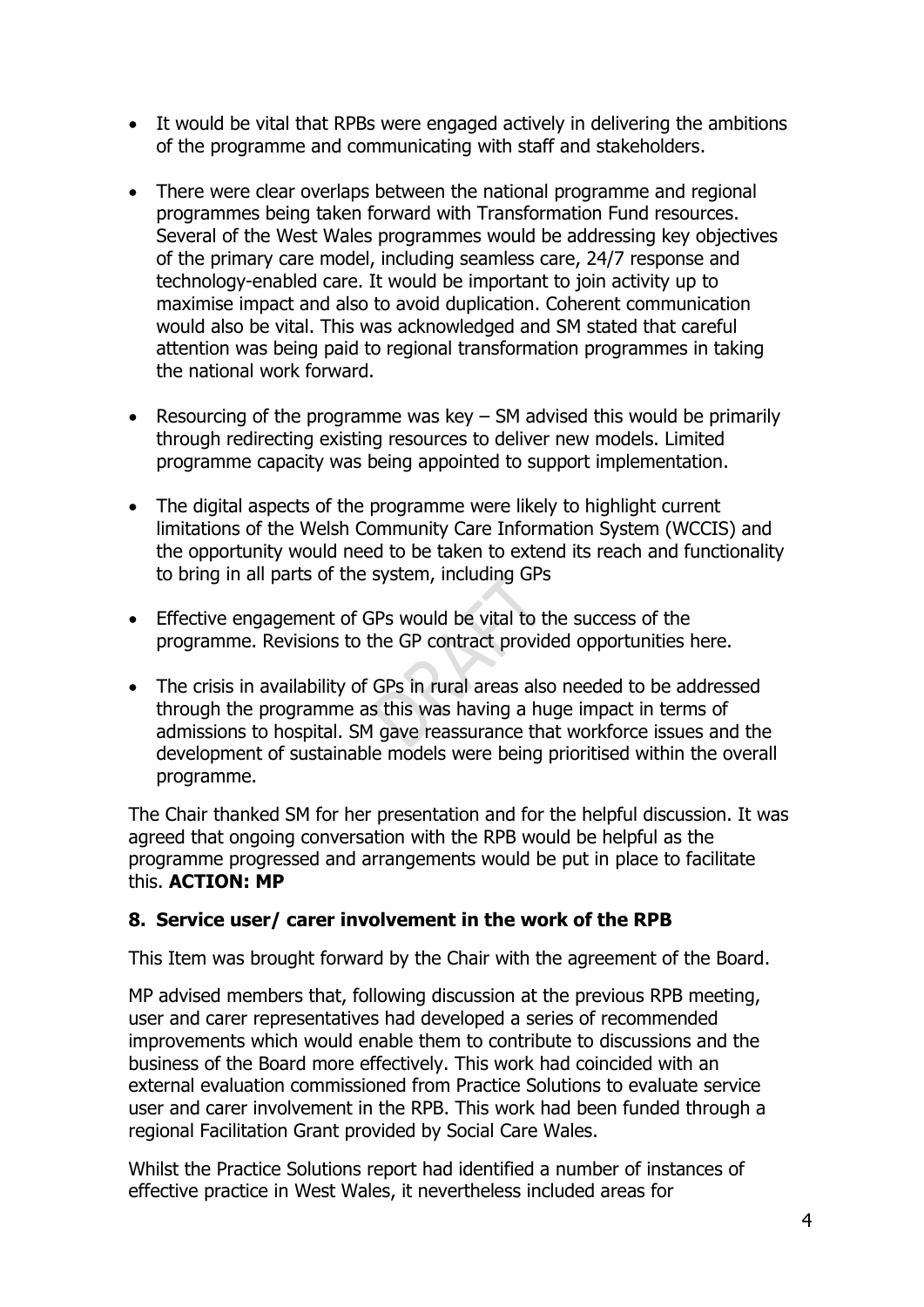- It would be vital that RPBs were engaged actively in delivering the ambitions of the programme and communicating with staff and stakeholders.

- There were clear overlaps between the national programme and regional programmes being taken forward with Transformation Fund resources. Several of the West Wales programmes would be addressing key objectives of the primary care model, including seamless care, 24/7 response and technology-enabled care. It would be important to join activity up to maximise impact and also to avoid duplication. Coherent communication would also be vital. This was acknowledged and SM stated that careful attention was being paid to regional transformation programmes in taking the national work forward.

- Resourcing of the programme was key – SM advised this would be primarily through redirecting existing resources to deliver new models. Limited programme capacity was being appointed to support implementation.

- The digital aspects of the programme were likely to highlight current limitations of the Welsh Community Care Information System (WCCIS) and the opportunity would need to be taken to extend its reach and functionality to bring in all parts of the system, including GPs

- Effective engagement of GPs would be vital to the success of the programme. Revisions to the GP contract provided opportunities here.

- The crisis in availability of GPs in rural areas also needed to be addressed through the programme as this was having a huge impact in terms of admissions to hospital. SM gave reassurance that workforce issues and the development of sustainable models were being prioritised within the overall programme.

The Chair thanked SM for her presentation and for the helpful discussion. It was agreed that ongoing conversation with the RPB would be helpful as the programme progressed and arrangements would be put in place to facilitate this. **ACTION: MP**

## 8. Service user/ carer involvement in the work of the RPB

This Item was brought forward by the Chair with the agreement of the Board.

MP advised members that, following discussion at the previous RPB meeting, user and carer representatives had developed a series of recommended improvements which would enable them to contribute to discussions and the business of the Board more effectively. This work had coincided with an external evaluation commissioned from Practice Solutions to evaluate service user and carer involvement in the RPB. This work had been funded through a regional Facilitation Grant provided by Social Care Wales.

Whilst the Practice Solutions report had identified a number of instances of effective practice in West Wales, it nevertheless included areas for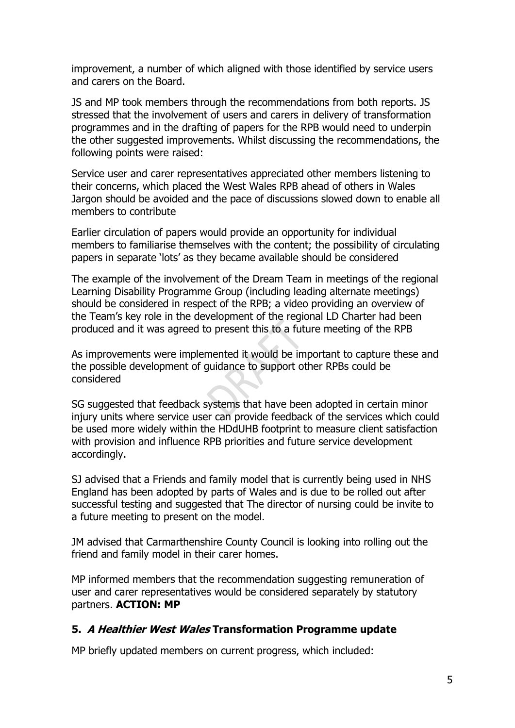improvement, a number of which aligned with those identified by service users and carers on the Board.

JS and MP took members through the recommendations from both reports. JS stressed that the involvement of users and carers in delivery of transformation programmes and in the drafting of papers for the RPB would need to underpin the other suggested improvements. Whilst discussing the recommendations, the following points were raised:

Service user and carer representatives appreciated other members listening to their concerns, which placed the West Wales RPB ahead of others in Wales
Jargon should be avoided and the pace of discussions slowed down to enable all members to contribute

Earlier circulation of papers would provide an opportunity for individual members to familiarise themselves with the content; the possibility of circulating papers in separate 'lots' as they became available should be considered

The example of the involvement of the Dream Team in meetings of the regional Learning Disability Programme Group (including leading alternate meetings) should be considered in respect of the RPB; a video providing an overview of the Team's key role in the development of the regional LD Charter had been produced and it was agreed to present this to a future meeting of the RPB

As improvements were implemented it would be important to capture these and the possible development of guidance to support other RPBs could be considered

SG suggested that feedback systems that have been adopted in certain minor injury units where service user can provide feedback of the services which could be used more widely within the HDdUHB footprint to measure client satisfaction with provision and influence RPB priorities and future service development accordingly.

SJ advised that a Friends and family model that is currently being used in NHS England has been adopted by parts of Wales and is due to be rolled out after successful testing and suggested that The director of nursing could be invite to a future meeting to present on the model.

JM advised that Carmarthenshire County Council is looking into rolling out the friend and family model in their carer homes.

MP informed members that the recommendation suggesting remuneration of user and carer representatives would be considered separately by statutory partners. **ACTION: MP**

## 5. *A Healthier West Wales* Transformation Programme update

MP briefly updated members on current progress, which included: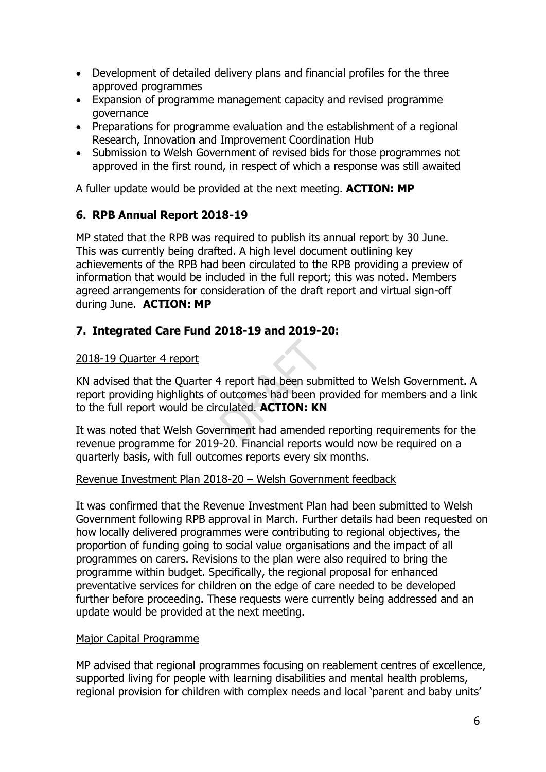- Development of detailed delivery plans and financial profiles for the three approved programmes
- Expansion of programme management capacity and revised programme governance
- Preparations for programme evaluation and the establishment of a regional Research, Innovation and Improvement Coordination Hub
- Submission to Welsh Government of revised bids for those programmes not approved in the first round, in respect of which a response was still awaited

A fuller update would be provided at the next meeting. **ACTION: MP**

## 6. RPB Annual Report 2018-19

MP stated that the RPB was required to publish its annual report by 30 June. This was currently being drafted. A high level document outlining key achievements of the RPB had been circulated to the RPB providing a preview of information that would be included in the full report; this was noted. Members agreed arrangements for consideration of the draft report and virtual sign-off during June. **ACTION: MP**

## 7. Integrated Care Fund 2018-19 and 2019-20:

<u>2018-19 Quarter 4 report</u>

KN advised that the Quarter 4 report had been submitted to Welsh Government. A report providing highlights of outcomes had been provided for members and a link to the full report would be circulated. **ACTION: KN**

It was noted that Welsh Government had amended reporting requirements for the revenue programme for 2019-20. Financial reports would now be required on a quarterly basis, with full outcomes reports every six months.

<u>Revenue Investment Plan 2018-20 – Welsh Government feedback</u>

It was confirmed that the Revenue Investment Plan had been submitted to Welsh Government following RPB approval in March. Further details had been requested on how locally delivered programmes were contributing to regional objectives, the proportion of funding going to social value organisations and the impact of all programmes on carers. Revisions to the plan were also required to bring the programme within budget. Specifically, the regional proposal for enhanced preventative services for children on the edge of care needed to be developed further before proceeding. These requests were currently being addressed and an update would be provided at the next meeting.

<u>Major Capital Programme</u>

MP advised that regional programmes focusing on reablement centres of excellence, supported living for people with learning disabilities and mental health problems, regional provision for children with complex needs and local 'parent and baby units'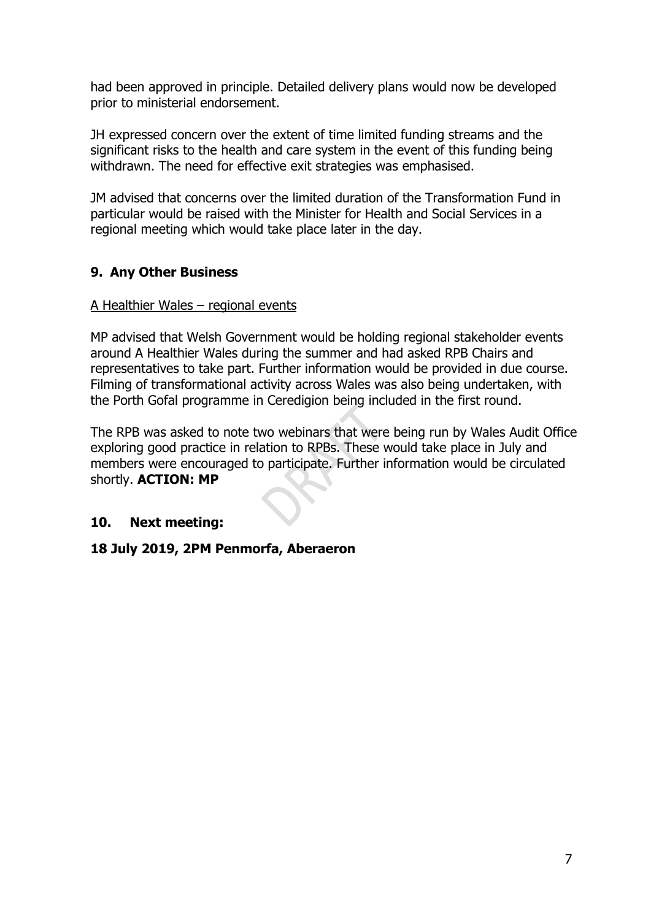had been approved in principle. Detailed delivery plans would now be developed prior to ministerial endorsement.

JH expressed concern over the extent of time limited funding streams and the significant risks to the health and care system in the event of this funding being withdrawn. The need for effective exit strategies was emphasised.

JM advised that concerns over the limited duration of the Transformation Fund in particular would be raised with the Minister for Health and Social Services in a regional meeting which would take place later in the day.

## 9. Any Other Business

A Healthier Wales – regional events

MP advised that Welsh Government would be holding regional stakeholder events around A Healthier Wales during the summer and had asked RPB Chairs and representatives to take part. Further information would be provided in due course. Filming of transformational activity across Wales was also being undertaken, with the Porth Gofal programme in Ceredigion being included in the first round.

The RPB was asked to note two webinars that were being run by Wales Audit Office exploring good practice in relation to RPBs. These would take place in July and members were encouraged to participate. Further information would be circulated shortly. **ACTION: MP**

## 10. Next meeting:

**18 July 2019, 2PM Penmorfa, Aberaeron**